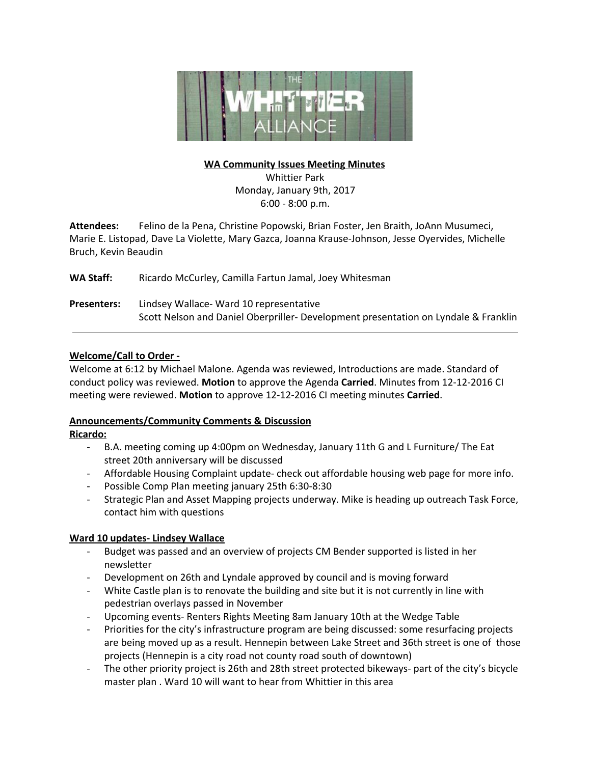**WA Community Issues Meeting Minutes**
Whittier Park
Monday, January 9th, 2017
6:00 - 8:00 p.m.

**Attendees:** Felino de la Pena, Christine Popowski, Brian Foster, Jen Braith, JoAnn Musumeci, Marie E. Listopad, Dave La Violette, Mary Gazca, Joanna Krause-Johnson, Jesse Oyervides, Michelle Bruch, Kevin Beaudin

**WA Staff:** Ricardo McCurley, Camilla Fartun Jamal, Joey Whitesman

**Presenters:** Lindsey Wallace- Ward 10 representative
Scott Nelson and Daniel Oberpriller- Development presentation on Lyndale & Franklin

---

**Welcome/Call to Order -**

Welcome at 6:12 by Michael Malone. Agenda was reviewed, Introductions are made. Standard of conduct policy was reviewed. **Motion** to approve the Agenda **Carried**. Minutes from 12-12-2016 CI meeting were reviewed. **Motion** to approve 12-12-2016 CI meeting minutes **Carried**.

**Announcements/Community Comments & Discussion**

**Ricardo:**

- B.A. meeting coming up 4:00pm on Wednesday, January 11th G and L Furniture/ The Eat street 20th anniversary will be discussed
- Affordable Housing Complaint update- check out affordable housing web page for more info.
- Possible Comp Plan meeting january 25th 6:30-8:30
- Strategic Plan and Asset Mapping projects underway. Mike is heading up outreach Task Force, contact him with questions

**Ward 10 updates- Lindsey Wallace**

- Budget was passed and an overview of projects CM Bender supported is listed in her newsletter
- Development on 26th and Lyndale approved by council and is moving forward
- White Castle plan is to renovate the building and site but it is not currently in line with pedestrian overlays passed in November
- Upcoming events- Renters Rights Meeting 8am January 10th at the Wedge Table
- Priorities for the city's infrastructure program are being discussed: some resurfacing projects are being moved up as a result. Hennepin between Lake Street and 36th street is one of those projects (Hennepin is a city road not county road south of downtown)
- The other priority project is 26th and 28th street protected bikeways- part of the city's bicycle master plan . Ward 10 will want to hear from Whittier in this area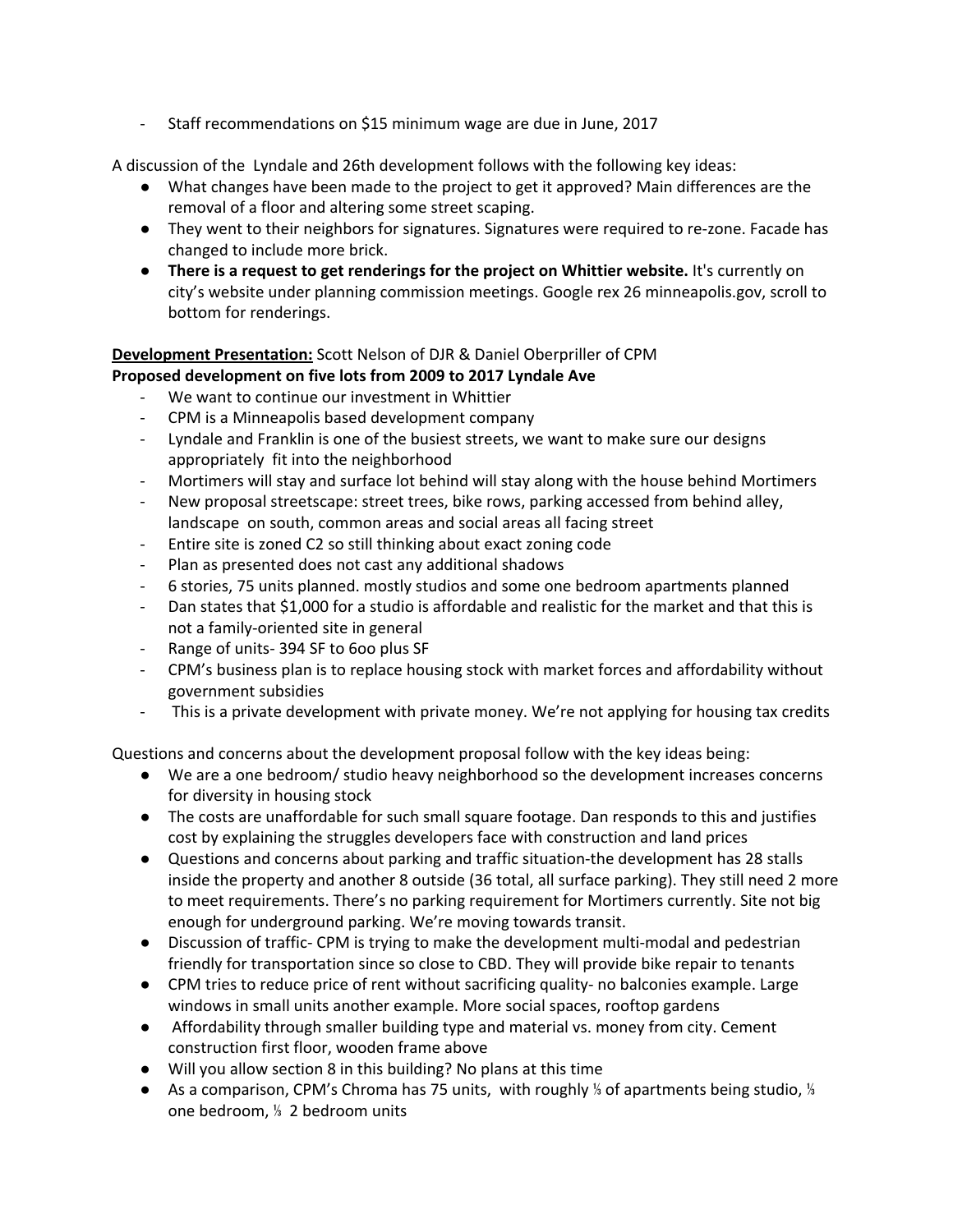- Staff recommendations on $15 minimum wage are due in June, 2017

A discussion of the Lyndale and 26th development follows with the following key ideas:

- What changes have been made to the project to get it approved? Main differences are the removal of a floor and altering some street scaping.
- They went to their neighbors for signatures. Signatures were required to re-zone. Facade has changed to include more brick.
- **There is a request to get renderings for the project on Whittier website.** It's currently on city's website under planning commission meetings. Google rex 26 minneapolis.gov, scroll to bottom for renderings.

**<u>Development Presentation:</u>** Scott Nelson of DJR & Daniel Oberpriller of CPM

**Proposed development on five lots from 2009 to 2017 Lyndale Ave**

- We want to continue our investment in Whittier
- CPM is a Minneapolis based development company
- Lyndale and Franklin is one of the busiest streets, we want to make sure our designs appropriately fit into the neighborhood
- Mortimers will stay and surface lot behind will stay along with the house behind Mortimers
- New proposal streetscape: street trees, bike rows, parking accessed from behind alley, landscape on south, common areas and social areas all facing street
- Entire site is zoned C2 so still thinking about exact zoning code
- Plan as presented does not cast any additional shadows
- 6 stories, 75 units planned. mostly studios and some one bedroom apartments planned
- Dan states that $1,000 for a studio is affordable and realistic for the market and that this is not a family-oriented site in general
- Range of units- 394 SF to 6oo plus SF
- CPM's business plan is to replace housing stock with market forces and affordability without government subsidies
- This is a private development with private money. We're not applying for housing tax credits

Questions and concerns about the development proposal follow with the key ideas being:

- We are a one bedroom/ studio heavy neighborhood so the development increases concerns for diversity in housing stock
- The costs are unaffordable for such small square footage. Dan responds to this and justifies cost by explaining the struggles developers face with construction and land prices
- Questions and concerns about parking and traffic situation-the development has 28 stalls inside the property and another 8 outside (36 total, all surface parking). They still need 2 more to meet requirements. There's no parking requirement for Mortimers currently. Site not big enough for underground parking. We're moving towards transit.
- Discussion of traffic- CPM is trying to make the development multi-modal and pedestrian friendly for transportation since so close to CBD. They will provide bike repair to tenants
- CPM tries to reduce price of rent without sacrificing quality- no balconies example. Large windows in small units another example. More social spaces, rooftop gardens
- Affordability through smaller building type and material vs. money from city. Cement construction first floor, wooden frame above
- Will you allow section 8 in this building? No plans at this time
- As a comparison, CPM's Chroma has 75 units, with roughly ⅓ of apartments being studio, ⅓ one bedroom, ⅓ 2 bedroom units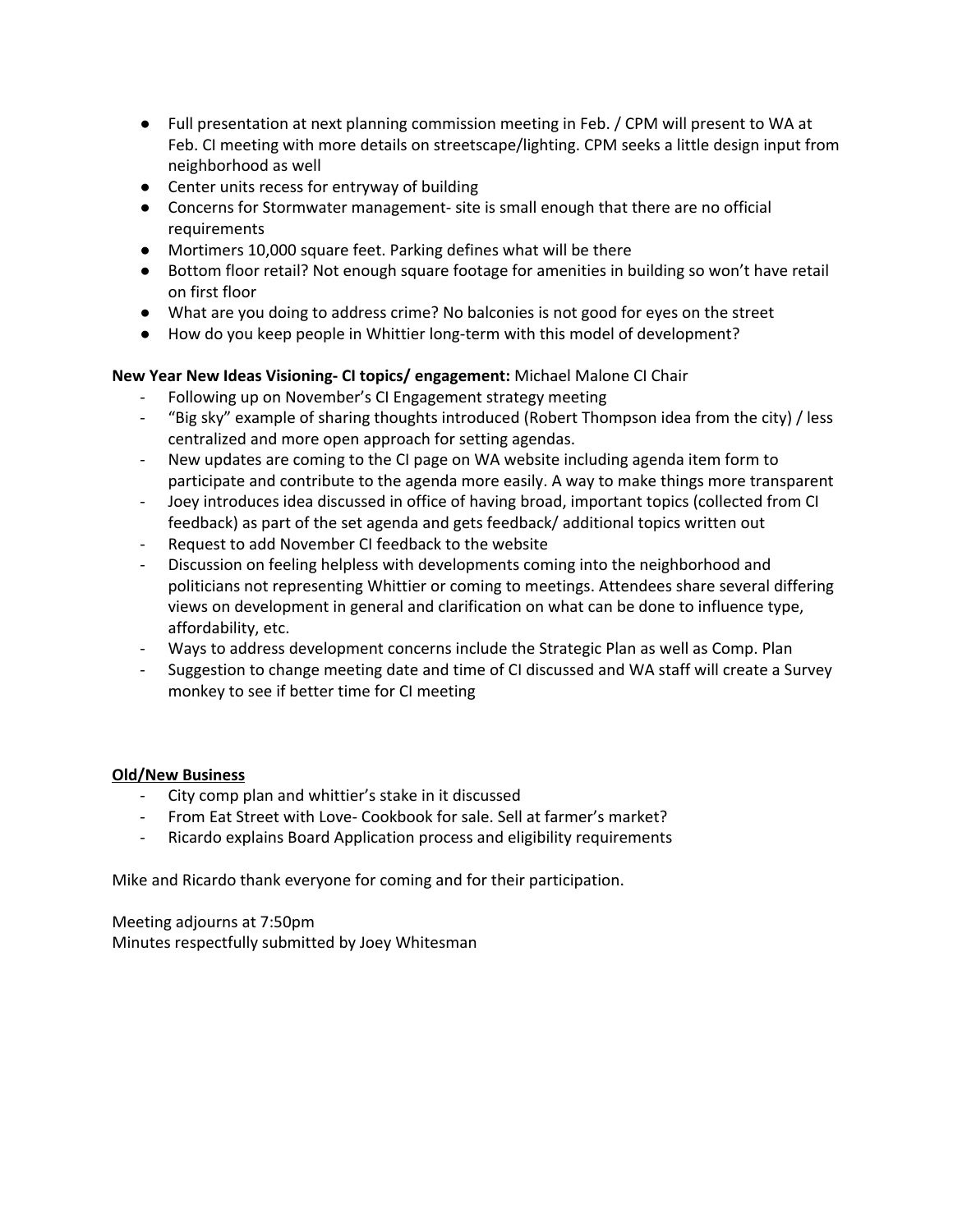- Full presentation at next planning commission meeting in Feb. / CPM will present to WA at Feb. CI meeting with more details on streetscape/lighting. CPM seeks a little design input from neighborhood as well
- Center units recess for entryway of building
- Concerns for Stormwater management- site is small enough that there are no official requirements
- Mortimers 10,000 square feet. Parking defines what will be there
- Bottom floor retail? Not enough square footage for amenities in building so won't have retail on first floor
- What are you doing to address crime? No balconies is not good for eyes on the street
- How do you keep people in Whittier long-term with this model of development?

**New Year New Ideas Visioning- CI topics/ engagement:** Michael Malone CI Chair

- Following up on November's CI Engagement strategy meeting
- "Big sky" example of sharing thoughts introduced (Robert Thompson idea from the city) / less centralized and more open approach for setting agendas.
- New updates are coming to the CI page on WA website including agenda item form to participate and contribute to the agenda more easily. A way to make things more transparent
- Joey introduces idea discussed in office of having broad, important topics (collected from CI feedback) as part of the set agenda and gets feedback/ additional topics written out
- Request to add November CI feedback to the website
- Discussion on feeling helpless with developments coming into the neighborhood and politicians not representing Whittier or coming to meetings. Attendees share several differing views on development in general and clarification on what can be done to influence type, affordability, etc.
- Ways to address development concerns include the Strategic Plan as well as Comp. Plan
- Suggestion to change meeting date and time of CI discussed and WA staff will create a Survey monkey to see if better time for CI meeting

**<u>Old/New Business</u>**

- City comp plan and whittier's stake in it discussed
- From Eat Street with Love- Cookbook for sale. Sell at farmer's market?
- Ricardo explains Board Application process and eligibility requirements

Mike and Ricardo thank everyone for coming and for their participation.

Meeting adjourns at 7:50pm
Minutes respectfully submitted by Joey Whitesman